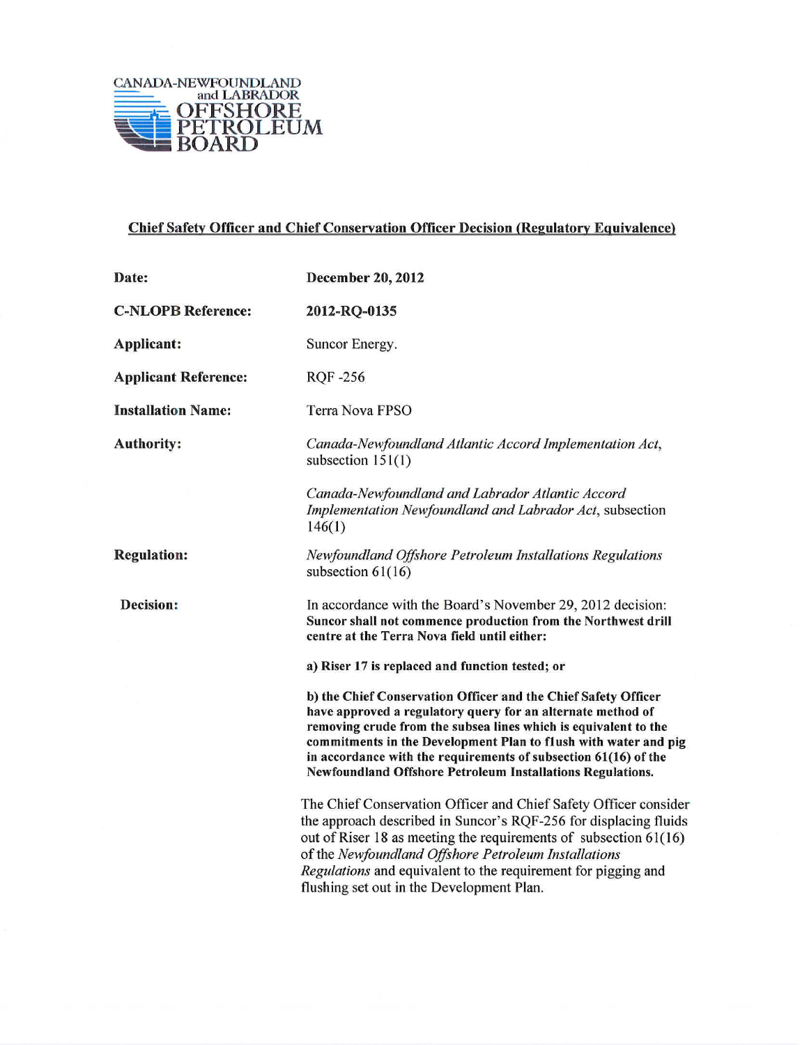CANADA-NEWFOUNDLAND and LABRADOR OFFSHORE PETROLEUM BOARD

## Chief Safety Officer and Chief Conservation Officer Decision (Regulatory Equivalence)

| | |
|---|---|
| **Date:** | **December 20, 2012** |
| **C-NLOPB Reference:** | **2012-RQ-0135** |
| **Applicant:** | Suncor Energy. |
| **Applicant Reference:** | RQF -256 |
| **Installation Name:** | Terra Nova FPSO |
| **Authority:** | *Canada-Newfoundland Atlantic Accord Implementation Act*, subsection 151(1)<br><br>*Canada-Newfoundland and Labrador Atlantic Accord Implementation Newfoundland and Labrador Act*, subsection 146(1) |
| **Regulation:** | *Newfoundland Offshore Petroleum Installations Regulations* subsection 61(16) |
| **Decision:** | In accordance with the Board's November 29, 2012 decision: **Suncor shall not commence production from the Northwest drill centre at the Terra Nova field until either:**<br><br>**a) Riser 17 is replaced and function tested; or**<br><br>**b) the Chief Conservation Officer and the Chief Safety Officer have approved a regulatory query for an alternate method of removing crude from the subsea lines which is equivalent to the commitments in the Development Plan to flush with water and pig in accordance with the requirements of subsection 61(16) of the Newfoundland Offshore Petroleum Installations Regulations.**<br><br>The Chief Conservation Officer and Chief Safety Officer consider the approach described in Suncor's RQF-256 for displacing fluids out of Riser 18 as meeting the requirements of subsection 61(16) of the *Newfoundland Offshore Petroleum Installations Regulations* and equivalent to the requirement for pigging and flushing set out in the Development Plan. |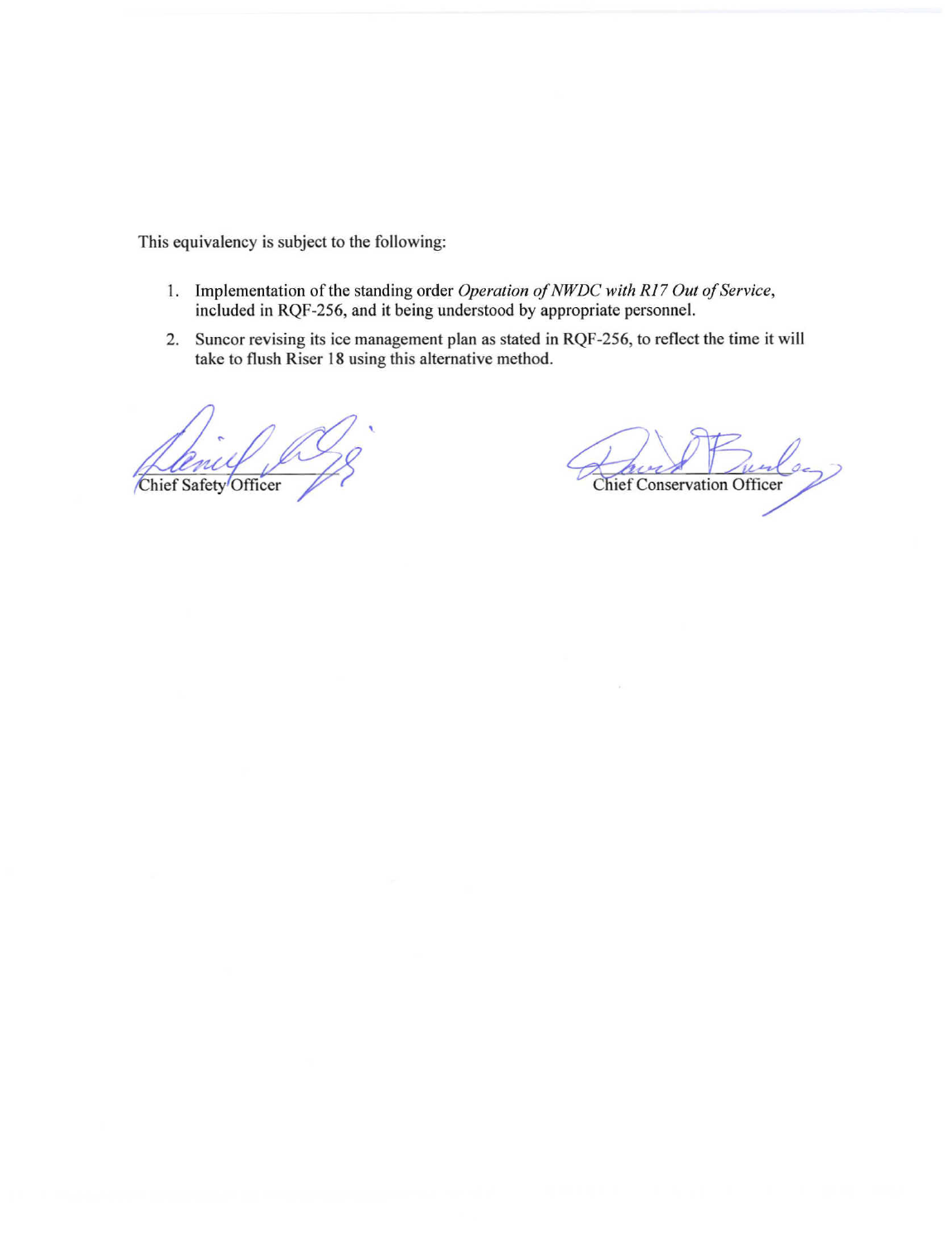This equivalency is subject to the following:

1. Implementation of the standing order *Operation of NWDC with R17 Out of Service*, included in RQF-256, and it being understood by appropriate personnel.
2. Suncor revising its ice management plan as stated in RQF-256, to reflect the time it will take to flush Riser 18 using this alternative method.

Chief Safety Officer

Chief Conservation Officer